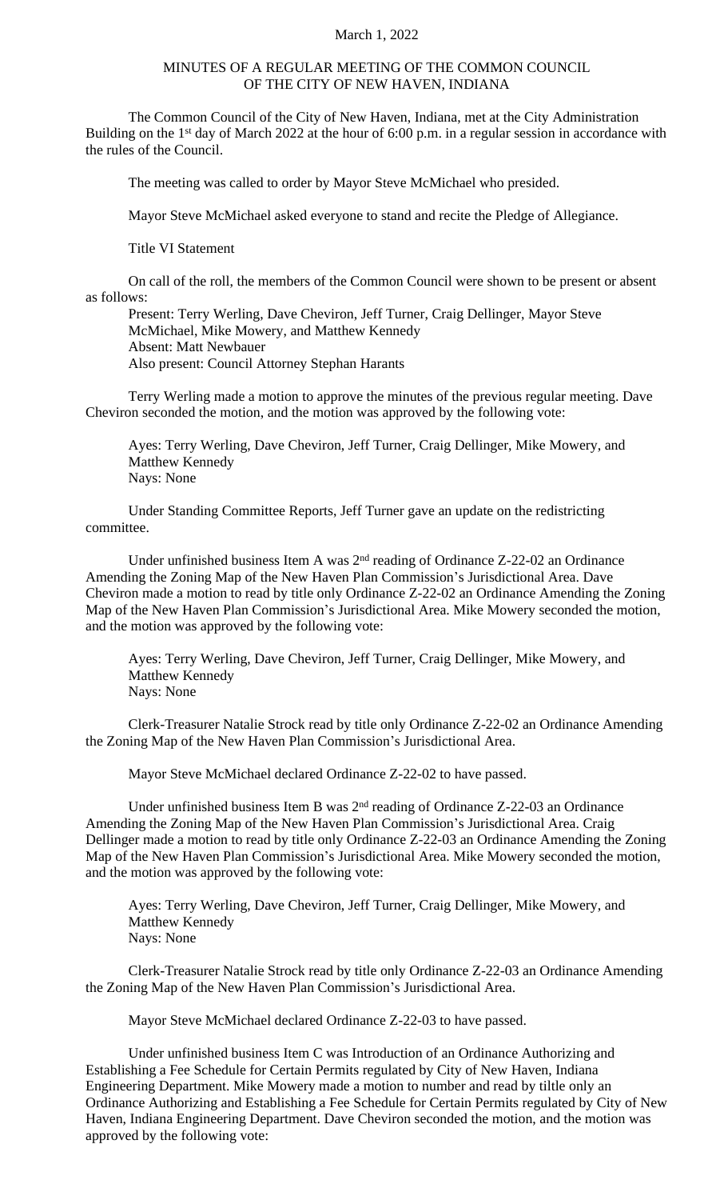March 1, 2022

MINUTES OF A REGULAR MEETING OF THE COMMON COUNCIL
OF THE CITY OF NEW HAVEN, INDIANA

The Common Council of the City of New Haven, Indiana, met at the City Administration Building on the 1st day of March 2022 at the hour of 6:00 p.m. in a regular session in accordance with the rules of the Council.

The meeting was called to order by Mayor Steve McMichael who presided.

Mayor Steve McMichael asked everyone to stand and recite the Pledge of Allegiance.

Title VI Statement

On call of the roll, the members of the Common Council were shown to be present or absent as follows:

Present: Terry Werling, Dave Cheviron, Jeff Turner, Craig Dellinger, Mayor Steve McMichael, Mike Mowery, and Matthew Kennedy
Absent: Matt Newbauer
Also present: Council Attorney Stephan Harants

Terry Werling made a motion to approve the minutes of the previous regular meeting. Dave Cheviron seconded the motion, and the motion was approved by the following vote:

Ayes: Terry Werling, Dave Cheviron, Jeff Turner, Craig Dellinger, Mike Mowery, and Matthew Kennedy
Nays: None

Under Standing Committee Reports, Jeff Turner gave an update on the redistricting committee.

Under unfinished business Item A was 2nd reading of Ordinance Z-22-02 an Ordinance Amending the Zoning Map of the New Haven Plan Commission's Jurisdictional Area. Dave Cheviron made a motion to read by title only Ordinance Z-22-02 an Ordinance Amending the Zoning Map of the New Haven Plan Commission's Jurisdictional Area. Mike Mowery seconded the motion, and the motion was approved by the following vote:

Ayes: Terry Werling, Dave Cheviron, Jeff Turner, Craig Dellinger, Mike Mowery, and Matthew Kennedy
Nays: None

Clerk-Treasurer Natalie Strock read by title only Ordinance Z-22-02 an Ordinance Amending the Zoning Map of the New Haven Plan Commission's Jurisdictional Area.

Mayor Steve McMichael declared Ordinance Z-22-02 to have passed.

Under unfinished business Item B was 2nd reading of Ordinance Z-22-03 an Ordinance Amending the Zoning Map of the New Haven Plan Commission's Jurisdictional Area. Craig Dellinger made a motion to read by title only Ordinance Z-22-03 an Ordinance Amending the Zoning Map of the New Haven Plan Commission's Jurisdictional Area. Mike Mowery seconded the motion, and the motion was approved by the following vote:

Ayes: Terry Werling, Dave Cheviron, Jeff Turner, Craig Dellinger, Mike Mowery, and Matthew Kennedy
Nays: None

Clerk-Treasurer Natalie Strock read by title only Ordinance Z-22-03 an Ordinance Amending the Zoning Map of the New Haven Plan Commission's Jurisdictional Area.

Mayor Steve McMichael declared Ordinance Z-22-03 to have passed.

Under unfinished business Item C was Introduction of an Ordinance Authorizing and Establishing a Fee Schedule for Certain Permits regulated by City of New Haven, Indiana Engineering Department. Mike Mowery made a motion to number and read by tiltle only an Ordinance Authorizing and Establishing a Fee Schedule for Certain Permits regulated by City of New Haven, Indiana Engineering Department. Dave Cheviron seconded the motion, and the motion was approved by the following vote: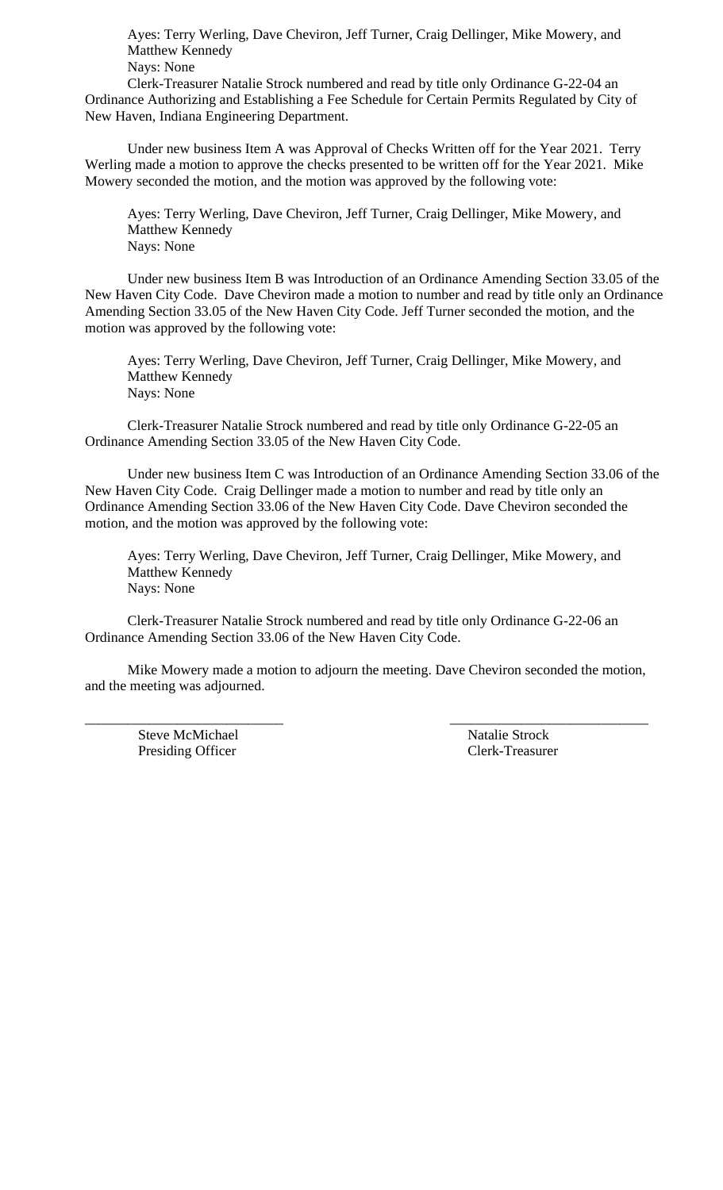Ayes: Terry Werling, Dave Cheviron, Jeff Turner, Craig Dellinger, Mike Mowery, and Matthew Kennedy
Nays: None

Clerk-Treasurer Natalie Strock numbered and read by title only Ordinance G-22-04 an Ordinance Authorizing and Establishing a Fee Schedule for Certain Permits Regulated by City of New Haven, Indiana Engineering Department.

Under new business Item A was Approval of Checks Written off for the Year 2021. Terry Werling made a motion to approve the checks presented to be written off for the Year 2021. Mike Mowery seconded the motion, and the motion was approved by the following vote:

Ayes: Terry Werling, Dave Cheviron, Jeff Turner, Craig Dellinger, Mike Mowery, and Matthew Kennedy
Nays: None

Under new business Item B was Introduction of an Ordinance Amending Section 33.05 of the New Haven City Code. Dave Cheviron made a motion to number and read by title only an Ordinance Amending Section 33.05 of the New Haven City Code. Jeff Turner seconded the motion, and the motion was approved by the following vote:

Ayes: Terry Werling, Dave Cheviron, Jeff Turner, Craig Dellinger, Mike Mowery, and Matthew Kennedy
Nays: None

Clerk-Treasurer Natalie Strock numbered and read by title only Ordinance G-22-05 an Ordinance Amending Section 33.05 of the New Haven City Code.

Under new business Item C was Introduction of an Ordinance Amending Section 33.06 of the New Haven City Code. Craig Dellinger made a motion to number and read by title only an Ordinance Amending Section 33.06 of the New Haven City Code. Dave Cheviron seconded the motion, and the motion was approved by the following vote:

Ayes: Terry Werling, Dave Cheviron, Jeff Turner, Craig Dellinger, Mike Mowery, and Matthew Kennedy
Nays: None

Clerk-Treasurer Natalie Strock numbered and read by title only Ordinance G-22-06 an Ordinance Amending Section 33.06 of the New Haven City Code.

Mike Mowery made a motion to adjourn the meeting. Dave Cheviron seconded the motion, and the meeting was adjourned.

\_\_\_\_\_\_\_\_\_\_\_\_\_\_\_\_\_\_\_\_\_\_\_\_\_\_\_\_
Steve McMichael
Presiding Officer

\_\_\_\_\_\_\_\_\_\_\_\_\_\_\_\_\_\_\_\_\_\_\_\_\_\_\_\_
Natalie Strock
Clerk-Treasurer